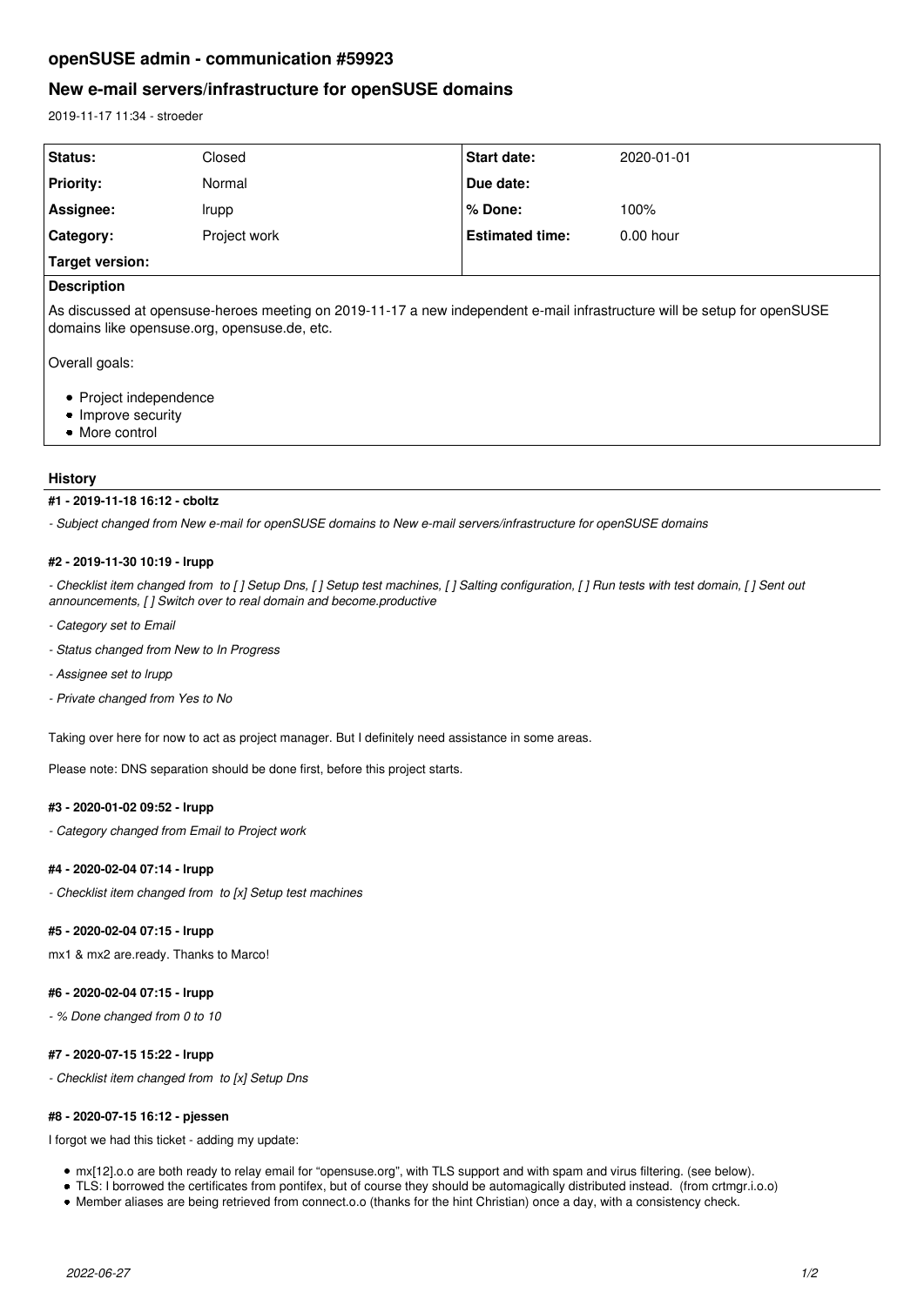# openSUSE admin - communication #59923

## New e-mail servers/infrastructure for openSUSE domains

2019-11-17 11:34 - stroeder

| Status: | Closed | Start date: | 2020-01-01 |
|---|---|---|---|
| Priority: | Normal | Due date: | |
| Assignee: | lrupp | % Done: | 100% |
| Category: | Project work | Estimated time: | 0.00 hour |
| Target version: | | | |

**Description**

As discussed at opensuse-heroes meeting on 2019-11-17 a new independent e-mail infrastructure will be setup for openSUSE domains like opensuse.org, opensuse.de, etc.

Overall goals:

- Project independence
- Improve security
- More control

### History

#### #1 - 2019-11-18 16:12 - cboltz

*- Subject changed from New e-mail for openSUSE domains to New e-mail servers/infrastructure for openSUSE domains*

#### #2 - 2019-11-30 10:19 - lrupp

*- Checklist item changed from  to [ ] Setup Dns, [ ] Setup test machines, [ ] Salting configuration, [ ] Run tests with test domain, [ ] Sent out announcements, [ ] Switch over to real domain and become.productive*

*- Category set to Email*

*- Status changed from New to In Progress*

*- Assignee set to lrupp*

*- Private changed from Yes to No*

Taking over here for now to act as project manager. But I definitely need assistance in some areas.

Please note: DNS separation should be done first, before this project starts.

#### #3 - 2020-01-02 09:52 - lrupp

*- Category changed from Email to Project work*

#### #4 - 2020-02-04 07:14 - lrupp

*- Checklist item changed from  to [x] Setup test machines*

#### #5 - 2020-02-04 07:15 - lrupp

mx1 & mx2 are.ready. Thanks to Marco!

#### #6 - 2020-02-04 07:15 - lrupp

*- % Done changed from 0 to 10*

#### #7 - 2020-07-15 15:22 - lrupp

*- Checklist item changed from  to [x] Setup Dns*

#### #8 - 2020-07-15 16:12 - pjessen

I forgot we had this ticket - adding my update:

- mx[12].o.o are both ready to relay email for "opensuse.org", with TLS support and with spam and virus filtering. (see below).
- TLS: I borrowed the certificates from pontifex, but of course they should be automagically distributed instead. (from crtmgr.i.o.o)
- Member aliases are being retrieved from connect.o.o (thanks for the hint Christian) once a day, with a consistency check.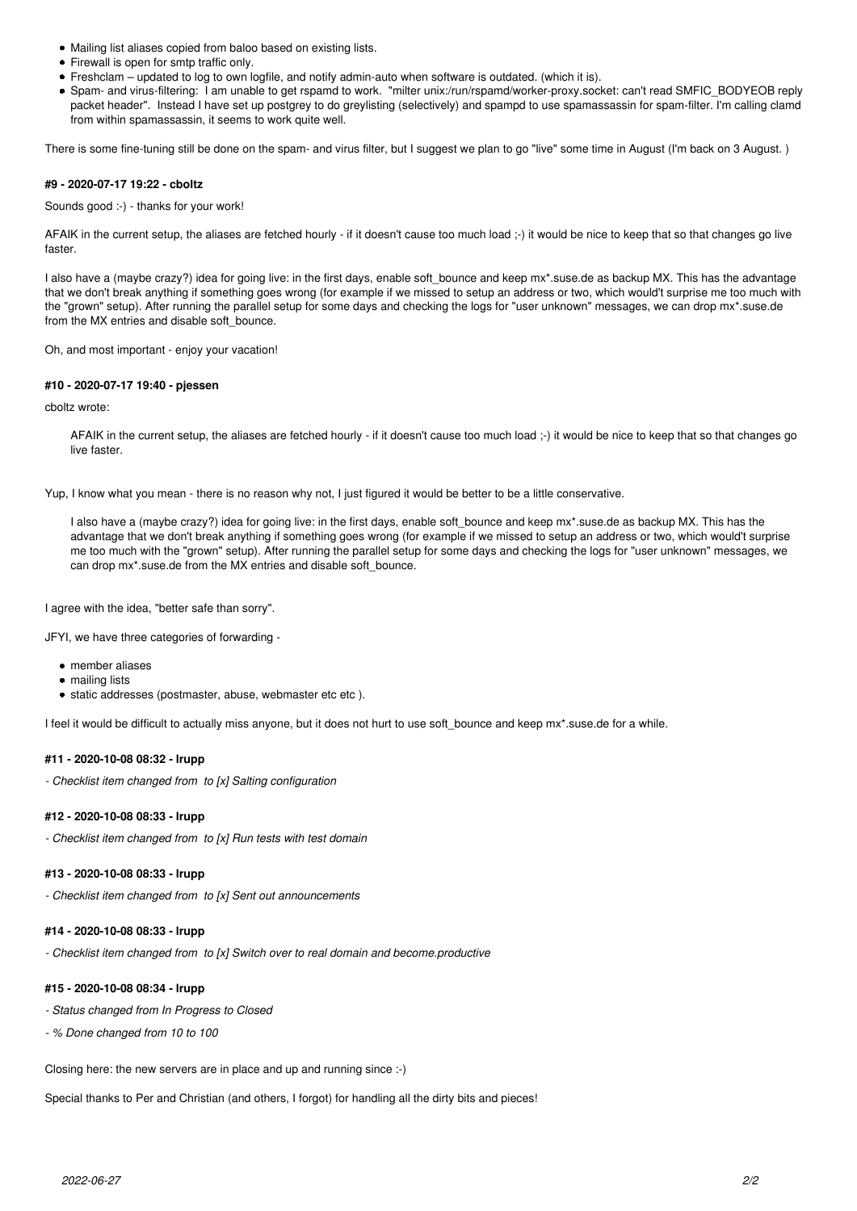- Mailing list aliases copied from baloo based on existing lists.
- Firewall is open for smtp traffic only.
- Freshclam – updated to log to own logfile, and notify admin-auto when software is outdated. (which it is).
- Spam- and virus-filtering:  I am unable to get rspamd to work.  "milter unix:/run/rspamd/worker-proxy.socket: can't read SMFIC_BODYEOB reply packet header".  Instead I have set up postgrey to do greylisting (selectively) and spampd to use spamassassin for spam-filter. I'm calling clamd from within spamassassin, it seems to work quite well.

There is some fine-tuning still be done on the spam- and virus filter, but I suggest we plan to go "live" some time in August (I'm back on 3 August. )

#### #9 - 2020-07-17 19:22 - cboltz

Sounds good :-) - thanks for your work!

AFAIK in the current setup, the aliases are fetched hourly - if it doesn't cause too much load ;-) it would be nice to keep that so that changes go live faster.

I also have a (maybe crazy?) idea for going live: in the first days, enable soft_bounce and keep mx*.suse.de as backup MX. This has the advantage that we don't break anything if something goes wrong (for example if we missed to setup an address or two, which would't surprise me too much with the "grown" setup). After running the parallel setup for some days and checking the logs for "user unknown" messages, we can drop mx*.suse.de from the MX entries and disable soft_bounce.

Oh, and most important - enjoy your vacation!

#### #10 - 2020-07-17 19:40 - pjessen

cboltz wrote:

> AFAIK in the current setup, the aliases are fetched hourly - if it doesn't cause too much load ;-) it would be nice to keep that so that changes go live faster.

Yup, I know what you mean - there is no reason why not, I just figured it would be better to be a little conservative.

> I also have a (maybe crazy?) idea for going live: in the first days, enable soft_bounce and keep mx*.suse.de as backup MX. This has the advantage that we don't break anything if something goes wrong (for example if we missed to setup an address or two, which would't surprise me too much with the "grown" setup). After running the parallel setup for some days and checking the logs for "user unknown" messages, we can drop mx*.suse.de from the MX entries and disable soft_bounce.

I agree with the idea, "better safe than sorry".

JFYI, we have three categories of forwarding -

- member aliases
- mailing lists
- static addresses (postmaster, abuse, webmaster etc etc ).

I feel it would be difficult to actually miss anyone, but it does not hurt to use soft_bounce and keep mx*.suse.de for a while.

#### #11 - 2020-10-08 08:32 - lrupp

*- Checklist item changed from  to [x] Salting configuration*

#### #12 - 2020-10-08 08:33 - lrupp

*- Checklist item changed from  to [x] Run tests with test domain*

#### #13 - 2020-10-08 08:33 - lrupp

*- Checklist item changed from  to [x] Sent out announcements*

#### #14 - 2020-10-08 08:33 - lrupp

*- Checklist item changed from  to [x] Switch over to real domain and become.productive*

#### #15 - 2020-10-08 08:34 - lrupp

*- Status changed from In Progress to Closed*

*- % Done changed from 10 to 100*

Closing here: the new servers are in place and up and running since :-)

Special thanks to Per and Christian (and others, I forgot) for handling all the dirty bits and pieces!